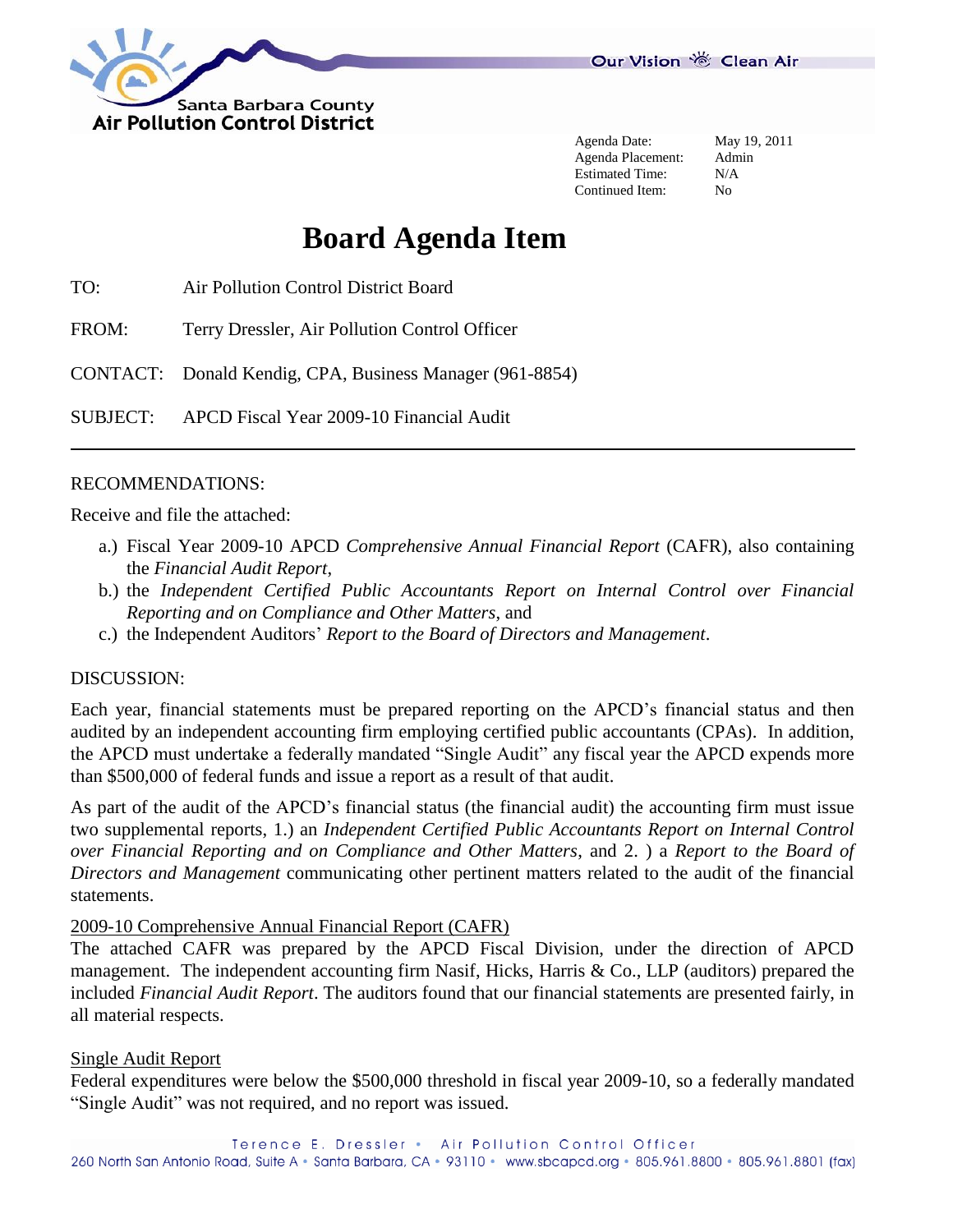Santa Barbara County
**Air Pollution Control District**

Our Vision Clean Air

| | |
|---|---|
| Agenda Date: | May 19, 2011 |
| Agenda Placement: | Admin |
| Estimated Time: | N/A |
| Continued Item: | No |

# Board Agenda Item

TO: Air Pollution Control District Board

FROM: Terry Dressler, Air Pollution Control Officer

CONTACT: Donald Kendig, CPA, Business Manager (961-8854)

SUBJECT: APCD Fiscal Year 2009-10 Financial Audit

---

RECOMMENDATIONS:

Receive and file the attached:

a.) Fiscal Year 2009-10 APCD *Comprehensive Annual Financial Report* (CAFR), also containing the *Financial Audit Report*,

b.) the *Independent Certified Public Accountants Report on Internal Control over Financial Reporting and on Compliance and Other Matters*, and

c.) the Independent Auditors' *Report to the Board of Directors and Management*.

DISCUSSION:

Each year, financial statements must be prepared reporting on the APCD's financial status and then audited by an independent accounting firm employing certified public accountants (CPAs). In addition, the APCD must undertake a federally mandated "Single Audit" any fiscal year the APCD expends more than $500,000 of federal funds and issue a report as a result of that audit.

As part of the audit of the APCD's financial status (the financial audit) the accounting firm must issue two supplemental reports, 1.) an *Independent Certified Public Accountants Report on Internal Control over Financial Reporting and on Compliance and Other Matters*, and 2. ) a *Report to the Board of Directors and Management* communicating other pertinent matters related to the audit of the financial statements.

<u>2009-10 Comprehensive Annual Financial Report (CAFR)</u>

The attached CAFR was prepared by the APCD Fiscal Division, under the direction of APCD management. The independent accounting firm Nasif, Hicks, Harris & Co., LLP (auditors) prepared the included *Financial Audit Report*. The auditors found that our financial statements are presented fairly, in all material respects.

<u>Single Audit Report</u>

Federal expenditures were below the $500,000 threshold in fiscal year 2009-10, so a federally mandated "Single Audit" was not required, and no report was issued.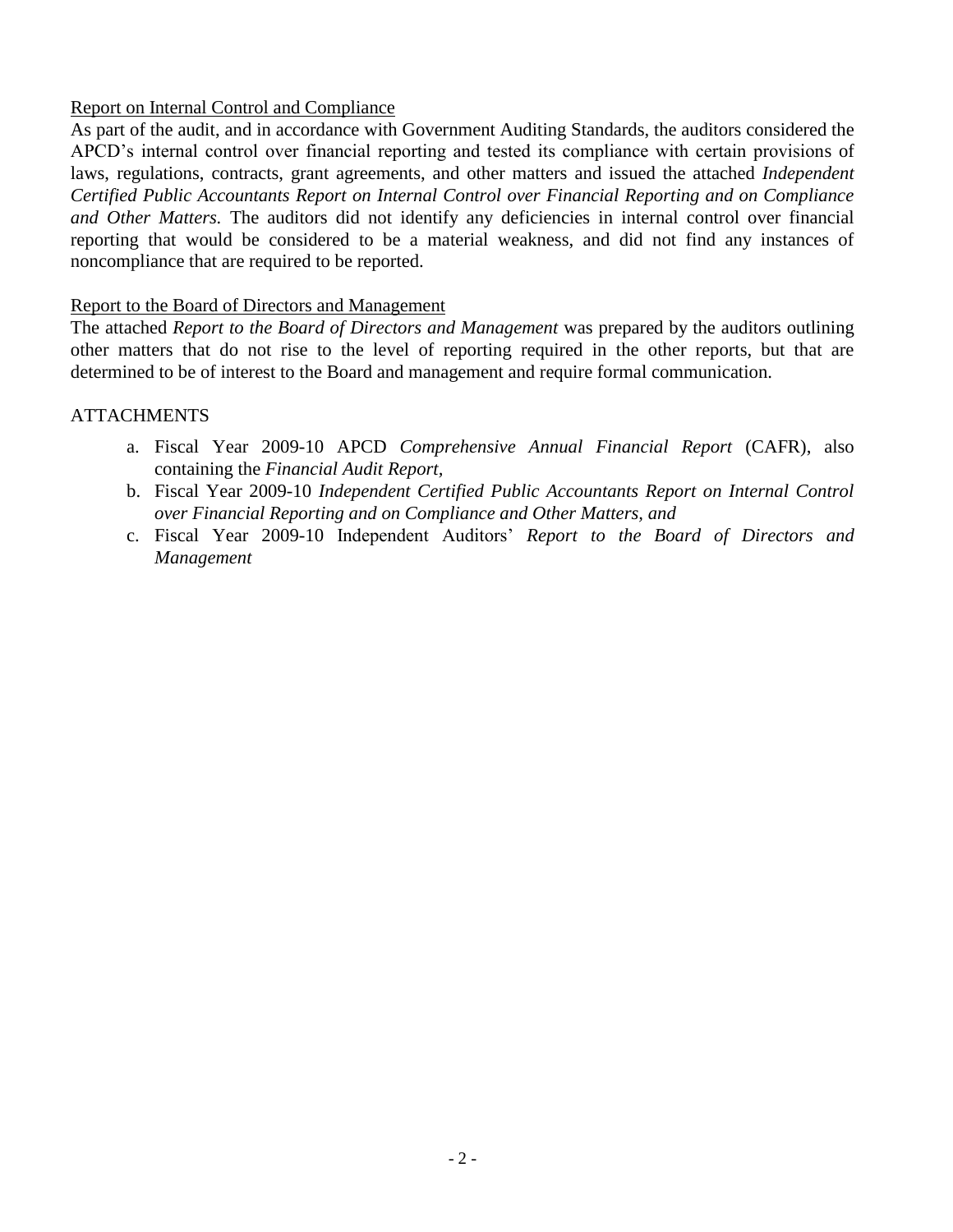Report on Internal Control and Compliance

As part of the audit, and in accordance with Government Auditing Standards, the auditors considered the APCD's internal control over financial reporting and tested its compliance with certain provisions of laws, regulations, contracts, grant agreements, and other matters and issued the attached *Independent Certified Public Accountants Report on Internal Control over Financial Reporting and on Compliance and Other Matters.* The auditors did not identify any deficiencies in internal control over financial reporting that would be considered to be a material weakness, and did not find any instances of noncompliance that are required to be reported.

Report to the Board of Directors and Management

The attached *Report to the Board of Directors and Management* was prepared by the auditors outlining other matters that do not rise to the level of reporting required in the other reports, but that are determined to be of interest to the Board and management and require formal communication.

ATTACHMENTS

a. Fiscal Year 2009-10 APCD *Comprehensive Annual Financial Report* (CAFR), also containing the *Financial Audit Report,*
b. Fiscal Year 2009-10 *Independent Certified Public Accountants Report on Internal Control over Financial Reporting and on Compliance and Other Matters, and*
c. Fiscal Year 2009-10 Independent Auditors' *Report to the Board of Directors and Management*